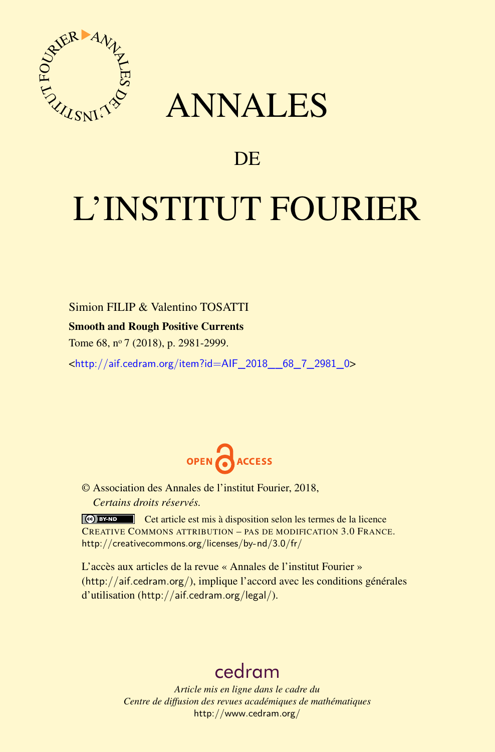# ANNALES

## DE

# L'INSTITUT FOURIER

Simion FILIP & Valentino TOSATTI

**Smooth and Rough Positive Currents**

Tome 68, nº 7 (2018), p. 2981-2999.

<http://aif.cedram.org/item?id=AIF_2018__68_7_2981_0>

OPEN ACCESS

© Association des Annales de l'institut Fourier, 2018,
*Certains droits réservés.*

Cet article est mis à disposition selon les termes de la licence CREATIVE COMMONS ATTRIBUTION – PAS DE MODIFICATION 3.0 FRANCE.
http://creativecommons.org/licenses/by-nd/3.0/fr/

L'accès aux articles de la revue « Annales de l'institut Fourier » (http://aif.cedram.org/), implique l'accord avec les conditions générales d'utilisation (http://aif.cedram.org/legal/).

cedram

*Article mis en ligne dans le cadre du*
*Centre de diffusion des revues académiques de mathématiques*
http://www.cedram.org/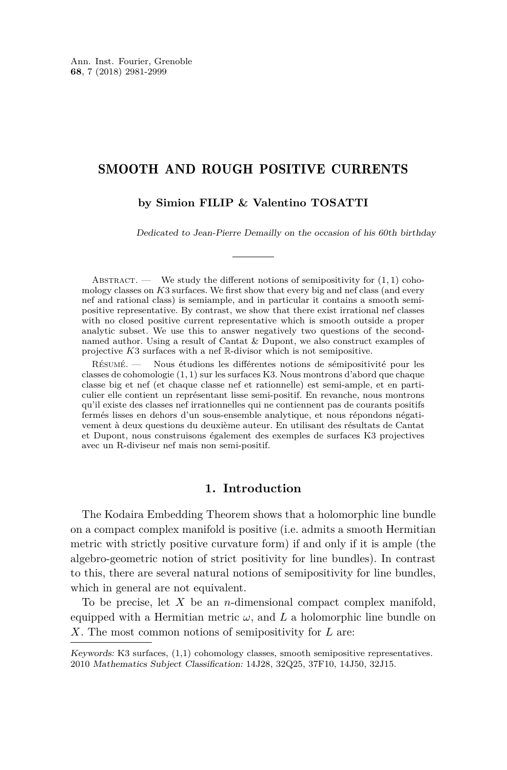# SMOOTH AND ROUGH POSITIVE CURRENTS

**by Simion FILIP & Valentino TOSATTI**

*Dedicated to Jean-Pierre Demailly on the occasion of his 60th birthday*

Abstract. — We study the different notions of semipositivity for $(1,1)$ cohomology classes on $K3$ surfaces. We first show that every big and nef class (and every nef and rational class) is semiample, and in particular it contains a smooth semipositive representative. By contrast, we show that there exist irrational nef classes with no closed positive current representative which is smooth outside a proper analytic subset. We use this to answer negatively two questions of the second-named author. Using a result of Cantat & Dupont, we also construct examples of projective $K3$ surfaces with a nef $\mathbb{R}$-divisor which is not semipositive.

Résumé. — Nous étudions les différentes notions de sémipositivité pour les classes de cohomologie $(1,1)$ sur les surfaces K3. Nous montrons d'abord que chaque classe big et nef (et chaque classe nef et rationnelle) est semi-ample, et en particulier elle contient un représentant lisse semi-positif. En revanche, nous montrons qu'il existe des classes nef irrationnelles qui ne contiennent pas de courants positifs fermés lisses en dehors d'un sous-ensemble analytique, et nous répondons négativement à deux questions du deuxième auteur. En utilisant des résultats de Cantat et Dupont, nous construisons également des exemples de surfaces K3 projectives avec un R-diviseur nef mais non semi-positif.

## 1. Introduction

The Kodaira Embedding Theorem shows that a holomorphic line bundle on a compact complex manifold is positive (i.e. admits a smooth Hermitian metric with strictly positive curvature form) if and only if it is ample (the algebro-geometric notion of strict positivity for line bundles). In contrast to this, there are several natural notions of semipositivity for line bundles, which in general are not equivalent.

To be precise, let $X$ be an $n$-dimensional compact complex manifold, equipped with a Hermitian metric $\omega$, and $L$ a holomorphic line bundle on $X$. The most common notions of semipositivity for $L$ are:

*Keywords:* K3 surfaces, (1,1) cohomology classes, smooth semipositive representatives.
2010 *Mathematics Subject Classification:* 14J28, 32Q25, 37F10, 14J50, 32J15.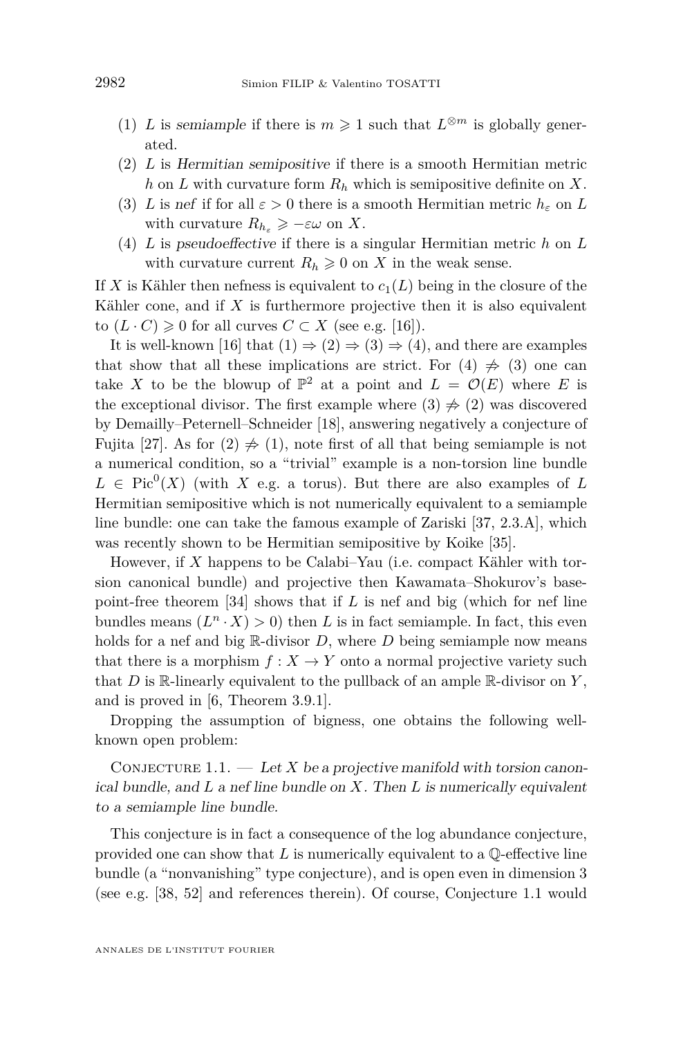(1) $L$ is *semiample* if there is $m \geqslant 1$ such that $L^{\otimes m}$ is globally generated.
(2) $L$ is *Hermitian semipositive* if there is a smooth Hermitian metric $h$ on $L$ with curvature form $R_h$ which is semipositive definite on $X$.
(3) $L$ is *nef* if for all $\varepsilon > 0$ there is a smooth Hermitian metric $h_\varepsilon$ on $L$ with curvature $R_{h_\varepsilon} \geqslant -\varepsilon\omega$ on $X$.
(4) $L$ is *pseudoeffective* if there is a singular Hermitian metric $h$ on $L$ with curvature current $R_h \geqslant 0$ on $X$ in the weak sense.

If $X$ is Kähler then nefness is equivalent to $c_1(L)$ being in the closure of the Kähler cone, and if $X$ is furthermore projective then it is also equivalent to $(L \cdot C) \geqslant 0$ for all curves $C \subset X$ (see e.g. [16]).

It is well-known [16] that (1) $\Rightarrow$ (2) $\Rightarrow$ (3) $\Rightarrow$ (4), and there are examples that show that all these implications are strict. For (4) $\not\Rightarrow$ (3) one can take $X$ to be the blowup of $\mathbb{P}^2$ at a point and $L = \mathcal{O}(E)$ where $E$ is the exceptional divisor. The first example where (3) $\not\Rightarrow$ (2) was discovered by Demailly–Peternell–Schneider [18], answering negatively a conjecture of Fujita [27]. As for (2) $\not\Rightarrow$ (1), note first of all that being semiample is not a numerical condition, so a "trivial" example is a non-torsion line bundle $L \in \mathrm{Pic}^0(X)$ (with $X$ e.g. a torus). But there are also examples of $L$ Hermitian semipositive which is not numerically equivalent to a semiample line bundle: one can take the famous example of Zariski [37, 2.3.A], which was recently shown to be Hermitian semipositive by Koike [35].

However, if $X$ happens to be Calabi–Yau (i.e. compact Kähler with torsion canonical bundle) and projective then Kawamata–Shokurov's basepoint-free theorem [34] shows that if $L$ is nef and big (which for nef line bundles means $(L^n \cdot X) > 0$) then $L$ is in fact semiample. In fact, this even holds for a nef and big $\mathbb{R}$-divisor $D$, where $D$ being semiample now means that there is a morphism $f : X \to Y$ onto a normal projective variety such that $D$ is $\mathbb{R}$-linearly equivalent to the pullback of an ample $\mathbb{R}$-divisor on $Y$, and is proved in [6, Theorem 3.9.1].

Dropping the assumption of bigness, one obtains the following well-known open problem:

Conjecture 1.1. — *Let $X$ be a projective manifold with torsion canonical bundle, and $L$ a nef line bundle on $X$. Then $L$ is numerically equivalent to a semiample line bundle.*

This conjecture is in fact a consequence of the log abundance conjecture, provided one can show that $L$ is numerically equivalent to a $\mathbb{Q}$-effective line bundle (a "nonvanishing" type conjecture), and is open even in dimension 3 (see e.g. [38, 52] and references therein). Of course, Conjecture 1.1 would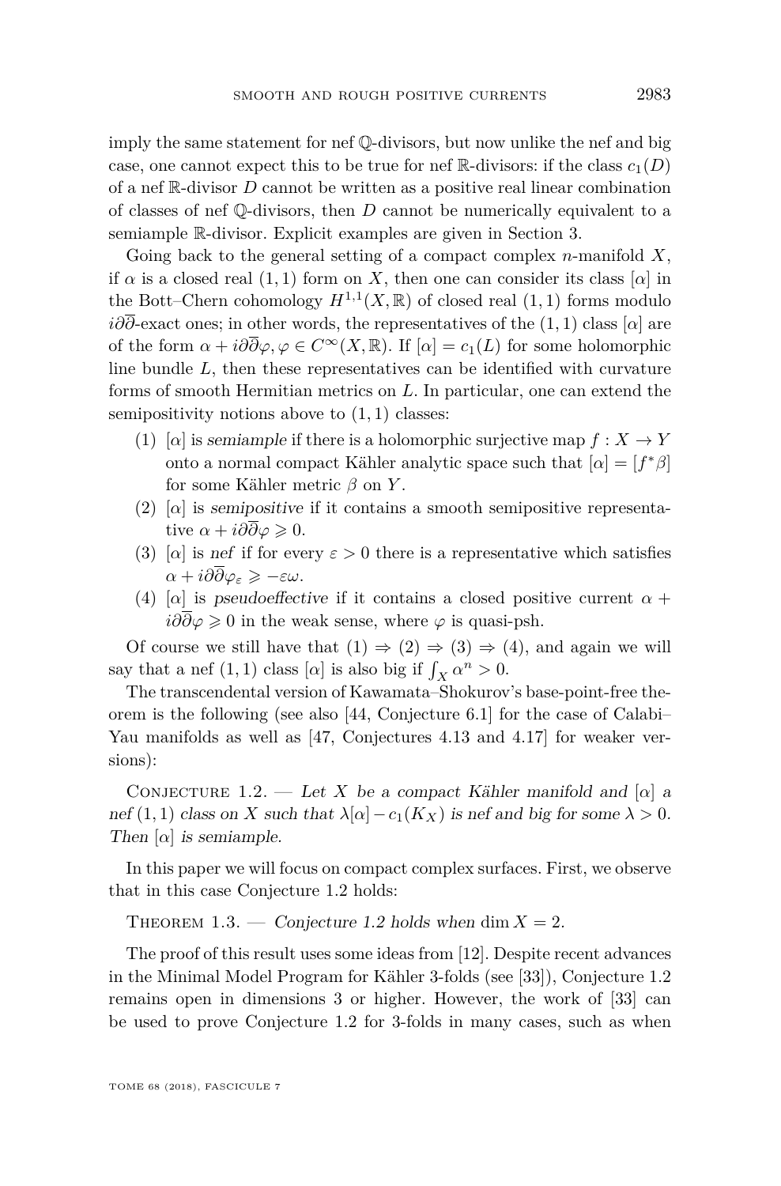imply the same statement for nef $\mathbb{Q}$-divisors, but now unlike the nef and big case, one cannot expect this to be true for nef $\mathbb{R}$-divisors: if the class $c_1(D)$ of a nef $\mathbb{R}$-divisor $D$ cannot be written as a positive real linear combination of classes of nef $\mathbb{Q}$-divisors, then $D$ cannot be numerically equivalent to a semiample $\mathbb{R}$-divisor. Explicit examples are given in Section 3.

Going back to the general setting of a compact complex $n$-manifold $X$, if $\alpha$ is a closed real $(1,1)$ form on $X$, then one can consider its class $[\alpha]$ in the Bott–Chern cohomology $H^{1,1}(X,\mathbb{R})$ of closed real $(1,1)$ forms modulo $i\partial\overline{\partial}$-exact ones; in other words, the representatives of the $(1,1)$ class $[\alpha]$ are of the form $\alpha + i\partial\overline{\partial}\varphi, \varphi \in C^\infty(X,\mathbb{R})$. If $[\alpha] = c_1(L)$ for some holomorphic line bundle $L$, then these representatives can be identified with curvature forms of smooth Hermitian metrics on $L$. In particular, one can extend the semipositivity notions above to $(1,1)$ classes:

1. $[\alpha]$ is *semiample* if there is a holomorphic surjective map $f : X \to Y$ onto a normal compact Kähler analytic space such that $[\alpha] = [f^*\beta]$ for some Kähler metric $\beta$ on $Y$.
2. $[\alpha]$ is *semipositive* if it contains a smooth semipositive representative $\alpha + i\partial\overline{\partial}\varphi \geqslant 0$.
3. $[\alpha]$ is *nef* if for every $\varepsilon > 0$ there is a representative which satisfies $\alpha + i\partial\overline{\partial}\varphi_\varepsilon \geqslant -\varepsilon\omega$.
4. $[\alpha]$ is *pseudoeffective* if it contains a closed positive current $\alpha + i\partial\overline{\partial}\varphi \geqslant 0$ in the weak sense, where $\varphi$ is quasi-psh.

Of course we still have that $(1) \Rightarrow (2) \Rightarrow (3) \Rightarrow (4)$, and again we will say that a nef $(1,1)$ class $[\alpha]$ is also big if $\int_X \alpha^n > 0$.

The transcendental version of Kawamata–Shokurov's base-point-free theorem is the following (see also [44, Conjecture 6.1] for the case of Calabi–Yau manifolds as well as [47, Conjectures 4.13 and 4.17] for weaker versions):

Conjecture 1.2. — *Let $X$ be a compact Kähler manifold and $[\alpha]$ a nef $(1,1)$ class on $X$ such that $\lambda[\alpha] - c_1(K_X)$ is nef and big for some $\lambda > 0$. Then $[\alpha]$ is semiample.*

In this paper we will focus on compact complex surfaces. First, we observe that in this case Conjecture 1.2 holds:

Theorem 1.3. — *Conjecture 1.2 holds when* $\dim X = 2$.

The proof of this result uses some ideas from [12]. Despite recent advances in the Minimal Model Program for Kähler 3-folds (see [33]), Conjecture 1.2 remains open in dimensions 3 or higher. However, the work of [33] can be used to prove Conjecture 1.2 for 3-folds in many cases, such as when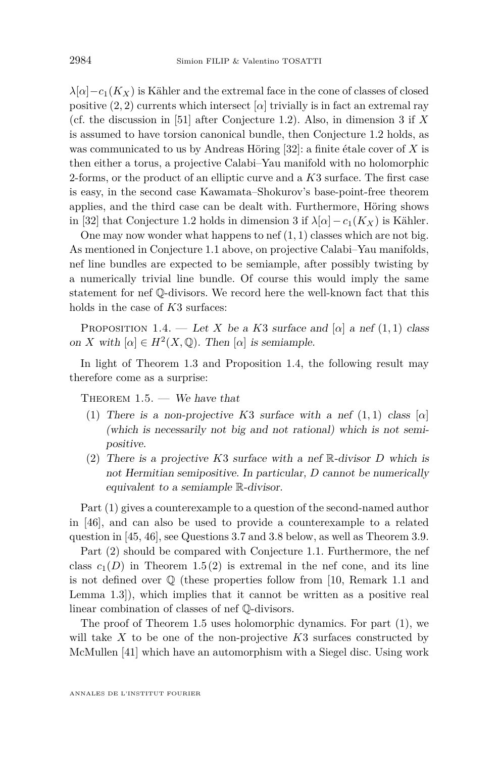$\lambda[\alpha]-c_1(K_X)$ is Kähler and the extremal face in the cone of classes of closed positive $(2,2)$ currents which intersect $[\alpha]$ trivially is in fact an extremal ray (cf. the discussion in [51] after Conjecture 1.2). Also, in dimension 3 if $X$ is assumed to have torsion canonical bundle, then Conjecture 1.2 holds, as was communicated to us by Andreas Höring [32]: a finite étale cover of $X$ is then either a torus, a projective Calabi–Yau manifold with no holomorphic 2-forms, or the product of an elliptic curve and a $K3$ surface. The first case is easy, in the second case Kawamata–Shokurov's base-point-free theorem applies, and the third case can be dealt with. Furthermore, Höring shows in [32] that Conjecture 1.2 holds in dimension 3 if $\lambda[\alpha]-c_1(K_X)$ is Kähler.

One may now wonder what happens to nef $(1,1)$ classes which are not big. As mentioned in Conjecture 1.1 above, on projective Calabi–Yau manifolds, nef line bundles are expected to be semiample, after possibly twisting by a numerically trivial line bundle. Of course this would imply the same statement for nef $\mathbb{Q}$-divisors. We record here the well-known fact that this holds in the case of $K3$ surfaces:

Proposition 1.4. — *Let $X$ be a $K3$ surface and $[\alpha]$ a nef $(1,1)$ class on $X$ with $[\alpha]\in H^2(X,\mathbb{Q})$. Then $[\alpha]$ is semiample.*

In light of Theorem 1.3 and Proposition 1.4, the following result may therefore come as a surprise:

Theorem 1.5. — *We have that*

1. *There is a non-projective $K3$ surface with a nef $(1,1)$ class $[\alpha]$ (which is necessarily not big and not rational) which is not semipositive.*
2. *There is a projective $K3$ surface with a nef $\mathbb{R}$-divisor $D$ which is not Hermitian semipositive. In particular, $D$ cannot be numerically equivalent to a semiample $\mathbb{R}$-divisor.*

Part (1) gives a counterexample to a question of the second-named author in [46], and can also be used to provide a counterexample to a related question in [45, 46], see Questions 3.7 and 3.8 below, as well as Theorem 3.9.

Part (2) should be compared with Conjecture 1.1. Furthermore, the nef class $c_1(D)$ in Theorem 1.5 (2) is extremal in the nef cone, and its line is not defined over $\mathbb{Q}$ (these properties follow from [10, Remark 1.1 and Lemma 1.3]), which implies that it cannot be written as a positive real linear combination of classes of nef $\mathbb{Q}$-divisors.

The proof of Theorem 1.5 uses holomorphic dynamics. For part (1), we will take $X$ to be one of the non-projective $K3$ surfaces constructed by McMullen [41] which have an automorphism with a Siegel disc. Using work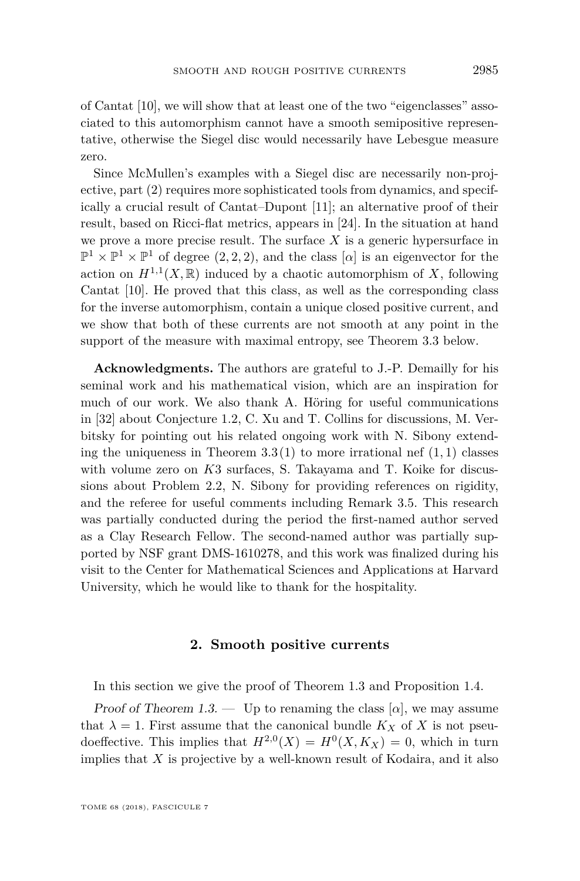of Cantat [10], we will show that at least one of the two "eigenclasses" associated to this automorphism cannot have a smooth semipositive representative, otherwise the Siegel disc would necessarily have Lebesgue measure zero.

Since McMullen's examples with a Siegel disc are necessarily non-projective, part (2) requires more sophisticated tools from dynamics, and specifically a crucial result of Cantat–Dupont [11]; an alternative proof of their result, based on Ricci-flat metrics, appears in [24]. In the situation at hand we prove a more precise result. The surface $X$ is a generic hypersurface in $\mathbb{P}^1 \times \mathbb{P}^1 \times \mathbb{P}^1$ of degree $(2, 2, 2)$, and the class $[\alpha]$ is an eigenvector for the action on $H^{1,1}(X, \mathbb{R})$ induced by a chaotic automorphism of $X$, following Cantat [10]. He proved that this class, as well as the corresponding class for the inverse automorphism, contain a unique closed positive current, and we show that both of these currents are not smooth at any point in the support of the measure with maximal entropy, see Theorem 3.3 below.

**Acknowledgments.** The authors are grateful to J.-P. Demailly for his seminal work and his mathematical vision, which are an inspiration for much of our work. We also thank A. Höring for useful communications in [32] about Conjecture 1.2, C. Xu and T. Collins for discussions, M. Verbitsky for pointing out his related ongoing work with N. Sibony extending the uniqueness in Theorem 3.3(1) to more irrational nef $(1, 1)$ classes with volume zero on $K3$ surfaces, S. Takayama and T. Koike for discussions about Problem 2.2, N. Sibony for providing references on rigidity, and the referee for useful comments including Remark 3.5. This research was partially conducted during the period the first-named author served as a Clay Research Fellow. The second-named author was partially supported by NSF grant DMS-1610278, and this work was finalized during his visit to the Center for Mathematical Sciences and Applications at Harvard University, which he would like to thank for the hospitality.

## 2. Smooth positive currents

In this section we give the proof of Theorem 1.3 and Proposition 1.4.

*Proof of Theorem 1.3.* — Up to renaming the class $[\alpha]$, we may assume that $\lambda = 1$. First assume that the canonical bundle $K_X$ of $X$ is not pseudoeffective. This implies that $H^{2,0}(X) = H^0(X, K_X) = 0$, which in turn implies that $X$ is projective by a well-known result of Kodaira, and it also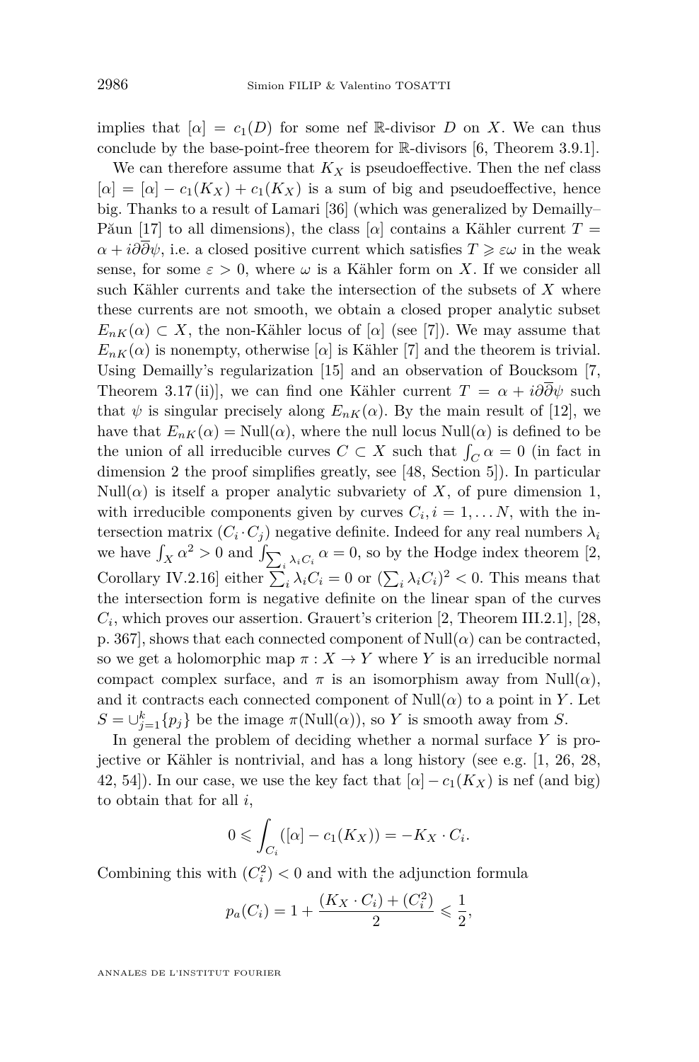implies that $[\alpha] = c_1(D)$ for some nef $\mathbb{R}$-divisor $D$ on $X$. We can thus conclude by the base-point-free theorem for $\mathbb{R}$-divisors [6, Theorem 3.9.1].

We can therefore assume that $K_X$ is pseudoeffective. Then the nef class $[\alpha] = [\alpha] - c_1(K_X) + c_1(K_X)$ is a sum of big and pseudoeffective, hence big. Thanks to a result of Lamari [36] (which was generalized by Demailly–Păun [17] to all dimensions), the class $[\alpha]$ contains a Kähler current $T = \alpha + i\partial\overline{\partial}\psi$, i.e. a closed positive current which satisfies $T \geqslant \varepsilon\omega$ in the weak sense, for some $\varepsilon > 0$, where $\omega$ is a Kähler form on $X$. If we consider all such Kähler currents and take the intersection of the subsets of $X$ where these currents are not smooth, we obtain a closed proper analytic subset $E_{nK}(\alpha) \subset X$, the non-Kähler locus of $[\alpha]$ (see [7]). We may assume that $E_{nK}(\alpha)$ is nonempty, otherwise $[\alpha]$ is Kähler [7] and the theorem is trivial. Using Demailly's regularization [15] and an observation of Boucksom [7, Theorem 3.17(ii)], we can find one Kähler current $T = \alpha + i\partial\overline{\partial}\psi$ such that $\psi$ is singular precisely along $E_{nK}(\alpha)$. By the main result of [12], we have that $E_{nK}(\alpha) = \mathrm{Null}(\alpha)$, where the null locus $\mathrm{Null}(\alpha)$ is defined to be the union of all irreducible curves $C \subset X$ such that $\int_C \alpha = 0$ (in fact in dimension 2 the proof simplifies greatly, see [48, Section 5]). In particular $\mathrm{Null}(\alpha)$ is itself a proper analytic subvariety of $X$, of pure dimension 1, with irreducible components given by curves $C_i, i = 1, \dots N$, with the intersection matrix $(C_i \cdot C_j)$ negative definite. Indeed for any real numbers $\lambda_i$ we have $\int_X \alpha^2 > 0$ and $\int_{\sum_i \lambda_i C_i} \alpha = 0$, so by the Hodge index theorem [2, Corollary IV.2.16] either $\sum_i \lambda_i C_i = 0$ or $(\sum_i \lambda_i C_i)^2 < 0$. This means that the intersection form is negative definite on the linear span of the curves $C_i$, which proves our assertion. Grauert's criterion [2, Theorem III.2.1], [28, p. 367], shows that each connected component of $\mathrm{Null}(\alpha)$ can be contracted, so we get a holomorphic map $\pi : X \to Y$ where $Y$ is an irreducible normal compact complex surface, and $\pi$ is an isomorphism away from $\mathrm{Null}(\alpha)$, and it contracts each connected component of $\mathrm{Null}(\alpha)$ to a point in $Y$. Let $S = \cup_{j=1}^k \{p_j\}$ be the image $\pi(\mathrm{Null}(\alpha))$, so $Y$ is smooth away from $S$.

In general the problem of deciding whether a normal surface $Y$ is projective or Kähler is nontrivial, and has a long history (see e.g. [1, 26, 28, 42, 54]). In our case, we use the key fact that $[\alpha] - c_1(K_X)$ is nef (and big) to obtain that for all $i$,

$$0 \leqslant \int_{C_i} ([\alpha] - c_1(K_X)) = -K_X \cdot C_i.$$

Combining this with $(C_i^2) < 0$ and with the adjunction formula

$$p_a(C_i) = 1 + \frac{(K_X \cdot C_i) + (C_i^2)}{2} \leqslant \frac{1}{2},$$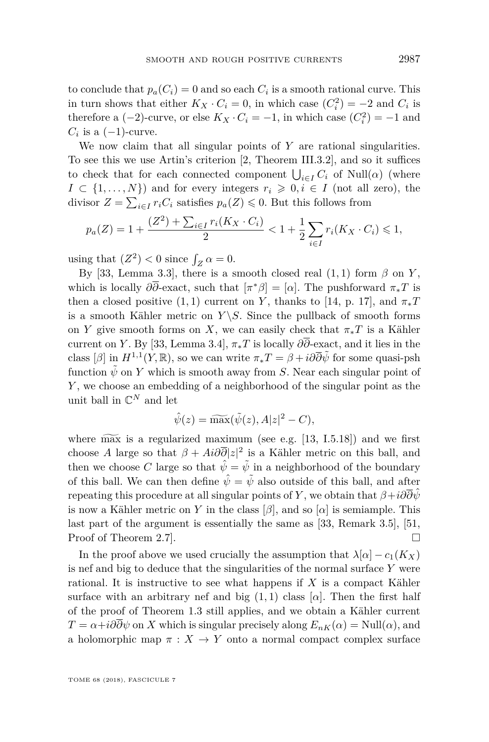to conclude that $p_a(C_i) = 0$ and so each $C_i$ is a smooth rational curve. This in turn shows that either $K_X \cdot C_i = 0$, in which case $(C_i^2) = -2$ and $C_i$ is therefore a $(-2)$-curve, or else $K_X \cdot C_i = -1$, in which case $(C_i^2) = -1$ and $C_i$ is a $(-1)$-curve.

We now claim that all singular points of $Y$ are rational singularities. To see this we use Artin's criterion [2, Theorem III.3.2], and so it suffices to check that for each connected component $\bigcup_{i\in I} C_i$ of $\mathrm{Null}(\alpha)$ (where $I \subset \{1,\dots,N\}$) and for every integers $r_i \geqslant 0, i \in I$ (not all zero), the divisor $Z = \sum_{i\in I} r_i C_i$ satisfies $p_a(Z) \leqslant 0$. But this follows from

$$p_a(Z) = 1 + \frac{(Z^2) + \sum_{i\in I} r_i (K_X \cdot C_i)}{2} < 1 + \frac{1}{2}\sum_{i\in I} r_i (K_X \cdot C_i) \leqslant 1,$$

using that $(Z^2) < 0$ since $\int_Z \alpha = 0$.

By [33, Lemma 3.3], there is a smooth closed real $(1,1)$ form $\beta$ on $Y$, which is locally $\partial\overline{\partial}$-exact, such that $[\pi^*\beta] = [\alpha]$. The pushforward $\pi_* T$ is then a closed positive $(1,1)$ current on $Y$, thanks to [14, p. 17], and $\pi_* T$ is a smooth Kähler metric on $Y \backslash S$. Since the pullback of smooth forms on $Y$ give smooth forms on $X$, we can easily check that $\pi_* T$ is a Kähler current on $Y$. By [33, Lemma 3.4], $\pi_* T$ is locally $\partial\overline{\partial}$-exact, and it lies in the class $[\beta]$ in $H^{1,1}(Y,\mathbb{R})$, so we can write $\pi_* T = \beta + i\partial\overline{\partial}\tilde{\psi}$ for some quasi-psh function $\tilde{\psi}$ on $Y$ which is smooth away from $S$. Near each singular point of $Y$, we choose an embedding of a neighborhood of the singular point as the unit ball in $\mathbb{C}^N$ and let

$$\hat{\psi}(z) = \widetilde{\max}(\tilde{\psi}(z), A|z|^2 - C),$$

where $\widetilde{\max}$ is a regularized maximum (see e.g. [13, I.5.18]) and we first choose $A$ large so that $\beta + Ai\partial\overline{\partial}|z|^2$ is a Kähler metric on this ball, and then we choose $C$ large so that $\hat{\psi} = \tilde{\psi}$ in a neighborhood of the boundary of this ball. We can then define $\hat{\psi} = \tilde{\psi}$ also outside of this ball, and after repeating this procedure at all singular points of $Y$, we obtain that $\beta + i\partial\overline{\partial}\hat{\psi}$ is now a Kähler metric on $Y$ in the class $[\beta]$, and so $[\alpha]$ is semiample. This last part of the argument is essentially the same as [33, Remark 3.5], [51, Proof of Theorem 2.7]. □

In the proof above we used crucially the assumption that $\lambda[\alpha] - c_1(K_X)$ is nef and big to deduce that the singularities of the normal surface $Y$ were rational. It is instructive to see what happens if $X$ is a compact Kähler surface with an arbitrary nef and big $(1,1)$ class $[\alpha]$. Then the first half of the proof of Theorem 1.3 still applies, and we obtain a Kähler current $T = \alpha + i\partial\overline{\partial}\psi$ on $X$ which is singular precisely along $E_{nK}(\alpha) = \mathrm{Null}(\alpha)$, and a holomorphic map $\pi : X \to Y$ onto a normal compact complex surface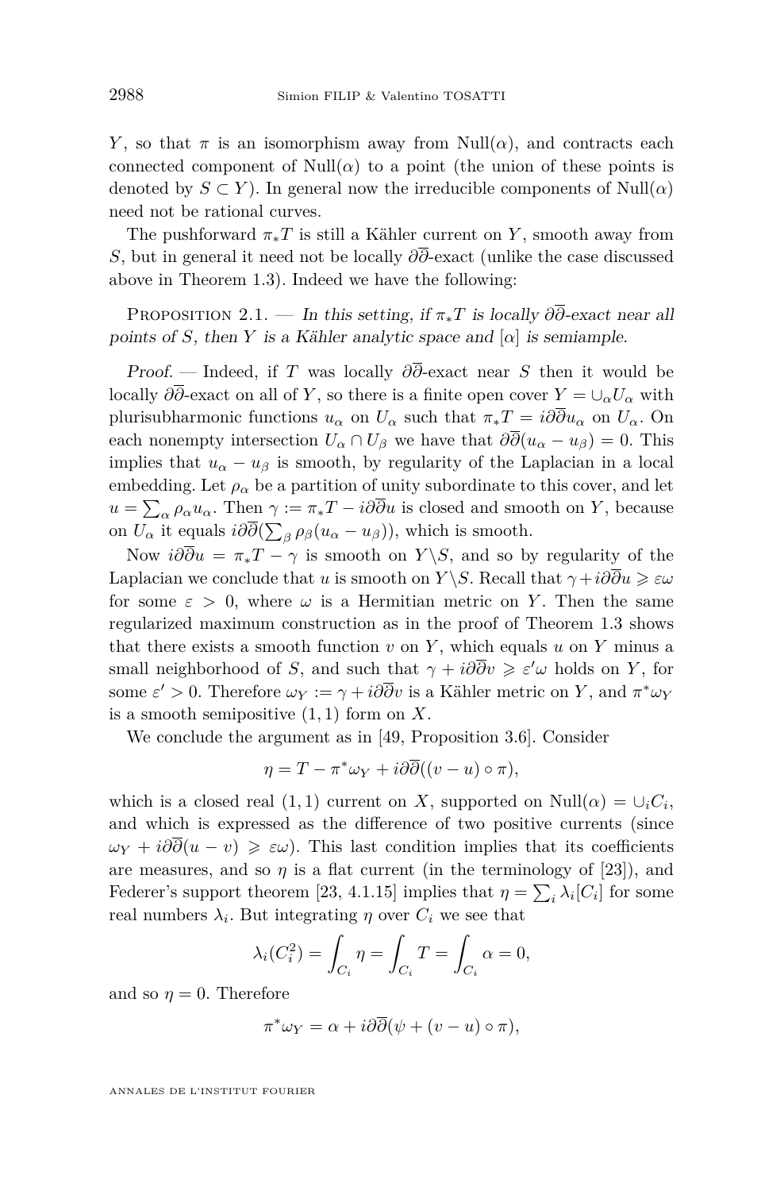$Y$, so that $\pi$ is an isomorphism away from $\mathrm{Null}(\alpha)$, and contracts each connected component of $\mathrm{Null}(\alpha)$ to a point (the union of these points is denoted by $S \subset Y$). In general now the irreducible components of $\mathrm{Null}(\alpha)$ need not be rational curves.

The pushforward $\pi_*T$ is still a Kähler current on $Y$, smooth away from $S$, but in general it need not be locally $\partial\overline{\partial}$-exact (unlike the case discussed above in Theorem 1.3). Indeed we have the following:

Proposition 2.1. — *In this setting, if $\pi_*T$ is locally $\partial\overline{\partial}$-exact near all points of $S$, then $Y$ is a Kähler analytic space and $[\alpha]$ is semiample.*

*Proof.* — Indeed, if $T$ was locally $\partial\overline{\partial}$-exact near $S$ then it would be locally $\partial\overline{\partial}$-exact on all of $Y$, so there is a finite open cover $Y = \cup_\alpha U_\alpha$ with plurisubharmonic functions $u_\alpha$ on $U_\alpha$ such that $\pi_*T = i\partial\overline{\partial}u_\alpha$ on $U_\alpha$. On each nonempty intersection $U_\alpha \cap U_\beta$ we have that $\partial\overline{\partial}(u_\alpha - u_\beta) = 0$. This implies that $u_\alpha - u_\beta$ is smooth, by regularity of the Laplacian in a local embedding. Let $\rho_\alpha$ be a partition of unity subordinate to this cover, and let $u = \sum_\alpha \rho_\alpha u_\alpha$. Then $\gamma := \pi_*T - i\partial\overline{\partial}u$ is closed and smooth on $Y$, because on $U_\alpha$ it equals $i\partial\overline{\partial}(\sum_\beta \rho_\beta(u_\alpha - u_\beta))$, which is smooth.

Now $i\partial\overline{\partial}u = \pi_*T - \gamma$ is smooth on $Y\backslash S$, and so by regularity of the Laplacian we conclude that $u$ is smooth on $Y\backslash S$. Recall that $\gamma + i\partial\overline{\partial}u \geqslant \varepsilon\omega$ for some $\varepsilon > 0$, where $\omega$ is a Hermitian metric on $Y$. Then the same regularized maximum construction as in the proof of Theorem 1.3 shows that there exists a smooth function $v$ on $Y$, which equals $u$ on $Y$ minus a small neighborhood of $S$, and such that $\gamma + i\partial\overline{\partial}v \geqslant \varepsilon'\omega$ holds on $Y$, for some $\varepsilon' > 0$. Therefore $\omega_Y := \gamma + i\partial\overline{\partial}v$ is a Kähler metric on $Y$, and $\pi^*\omega_Y$ is a smooth semipositive $(1,1)$ form on $X$.

We conclude the argument as in [49, Proposition 3.6]. Consider

$$\eta = T - \pi^*\omega_Y + i\partial\overline{\partial}((v-u)\circ\pi),$$

which is a closed real $(1,1)$ current on $X$, supported on $\mathrm{Null}(\alpha) = \cup_i C_i$, and which is expressed as the difference of two positive currents (since $\omega_Y + i\partial\overline{\partial}(u - v) \geqslant \varepsilon\omega$). This last condition implies that its coefficients are measures, and so $\eta$ is a flat current (in the terminology of [23]), and Federer's support theorem [23, 4.1.15] implies that $\eta = \sum_i \lambda_i[C_i]$ for some real numbers $\lambda_i$. But integrating $\eta$ over $C_i$ we see that

$$\lambda_i(C_i^2) = \int_{C_i}\eta = \int_{C_i} T = \int_{C_i}\alpha = 0,$$

and so $\eta = 0$. Therefore

$$\pi^*\omega_Y = \alpha + i\partial\overline{\partial}(\psi + (v-u)\circ\pi),$$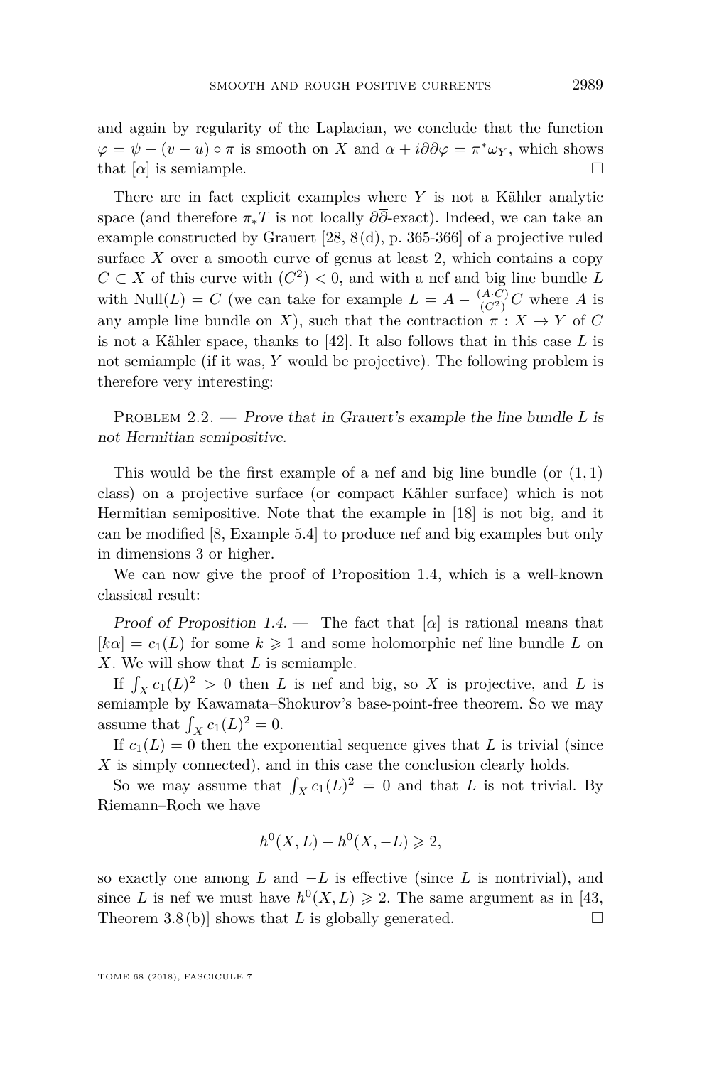and again by regularity of the Laplacian, we conclude that the function $\varphi = \psi + (v - u) \circ \pi$ is smooth on $X$ and $\alpha + i\partial\overline{\partial}\varphi = \pi^*\omega_Y$, which shows that $[\alpha]$ is semiample. □

There are in fact explicit examples where $Y$ is not a Kähler analytic space (and therefore $\pi_* T$ is not locally $\partial\overline{\partial}$-exact). Indeed, we can take an example constructed by Grauert [28, 8 (d), p. 365-366] of a projective ruled surface $X$ over a smooth curve of genus at least 2, which contains a copy $C \subset X$ of this curve with $(C^2) < 0$, and with a nef and big line bundle $L$ with $\mathrm{Null}(L) = C$ (we can take for example $L = A - \frac{(A \cdot C)}{(C^2)} C$ where $A$ is any ample line bundle on $X$), such that the contraction $\pi : X \to Y$ of $C$ is not a Kähler space, thanks to [42]. It also follows that in this case $L$ is not semiample (if it was, $Y$ would be projective). The following problem is therefore very interesting:

Problem 2.2. — *Prove that in Grauert's example the line bundle $L$ is not Hermitian semipositive.*

This would be the first example of a nef and big line bundle (or $(1,1)$ class) on a projective surface (or compact Kähler surface) which is not Hermitian semipositive. Note that the example in [18] is not big, and it can be modified [8, Example 5.4] to produce nef and big examples but only in dimensions 3 or higher.

We can now give the proof of Proposition 1.4, which is a well-known classical result:

*Proof of Proposition 1.4.* — The fact that $[\alpha]$ is rational means that $[k\alpha] = c_1(L)$ for some $k \geqslant 1$ and some holomorphic nef line bundle $L$ on $X$. We will show that $L$ is semiample.

If $\int_X c_1(L)^2 > 0$ then $L$ is nef and big, so $X$ is projective, and $L$ is semiample by Kawamata–Shokurov's base-point-free theorem. So we may assume that $\int_X c_1(L)^2 = 0$.

If $c_1(L) = 0$ then the exponential sequence gives that $L$ is trivial (since $X$ is simply connected), and in this case the conclusion clearly holds.

So we may assume that $\int_X c_1(L)^2 = 0$ and that $L$ is not trivial. By Riemann–Roch we have

$$h^0(X, L) + h^0(X, -L) \geqslant 2,$$

so exactly one among $L$ and $-L$ is effective (since $L$ is nontrivial), and since $L$ is nef we must have $h^0(X, L) \geqslant 2$. The same argument as in [43, Theorem 3.8 (b)] shows that $L$ is globally generated. □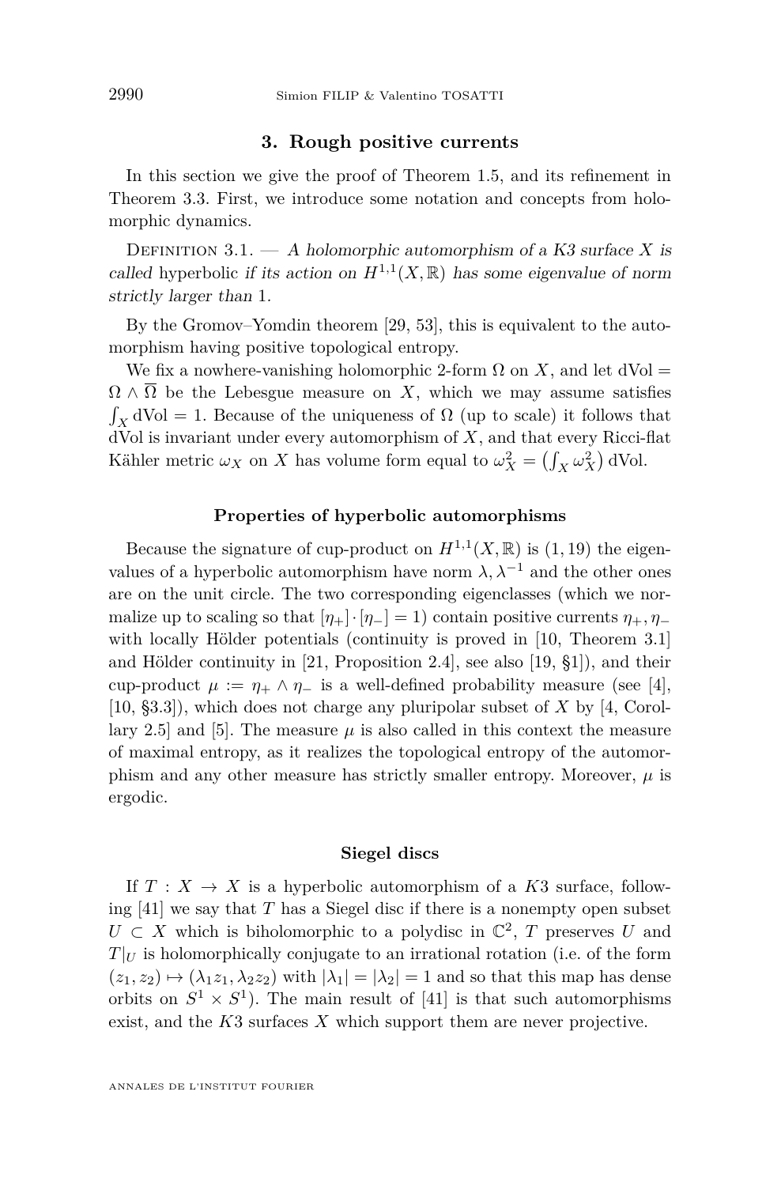## 3. Rough positive currents

In this section we give the proof of Theorem 1.5, and its refinement in Theorem 3.3. First, we introduce some notation and concepts from holomorphic dynamics.

Definition 3.1. — *A holomorphic automorphism of a K3 surface $X$ is called* hyperbolic *if its action on $H^{1,1}(X,\mathbb{R})$ has some eigenvalue of norm strictly larger than* 1.

By the Gromov–Yomdin theorem [29, 53], this is equivalent to the automorphism having positive topological entropy.

We fix a nowhere-vanishing holomorphic 2-form $\Omega$ on $X$, and let $\mathrm{dVol} = \Omega \wedge \overline{\Omega}$ be the Lebesgue measure on $X$, which we may assume satisfies $\int_X \mathrm{dVol} = 1$. Because of the uniqueness of $\Omega$ (up to scale) it follows that dVol is invariant under every automorphism of $X$, and that every Ricci-flat Kähler metric $\omega_X$ on $X$ has volume form equal to $\omega_X^2 = \left(\int_X \omega_X^2\right) \mathrm{dVol}$.

### Properties of hyperbolic automorphisms

Because the signature of cup-product on $H^{1,1}(X,\mathbb{R})$ is $(1,19)$ the eigenvalues of a hyperbolic automorphism have norm $\lambda, \lambda^{-1}$ and the other ones are on the unit circle. The two corresponding eigenclasses (which we normalize up to scaling so that $[\eta_+]\cdot[\eta_-] = 1$) contain positive currents $\eta_+, \eta_-$ with locally Hölder potentials (continuity is proved in [10, Theorem 3.1] and Hölder continuity in [21, Proposition 2.4], see also [19, §1]), and their cup-product $\mu := \eta_+ \wedge \eta_-$ is a well-defined probability measure (see [4], [10, §3.3]), which does not charge any pluripolar subset of $X$ by [4, Corollary 2.5] and [5]. The measure $\mu$ is also called in this context the measure of maximal entropy, as it realizes the topological entropy of the automorphism and any other measure has strictly smaller entropy. Moreover, $\mu$ is ergodic.

### Siegel discs

If $T : X \to X$ is a hyperbolic automorphism of a $K3$ surface, following [41] we say that $T$ has a Siegel disc if there is a nonempty open subset $U \subset X$ which is biholomorphic to a polydisc in $\mathbb{C}^2$, $T$ preserves $U$ and $T|_U$ is holomorphically conjugate to an irrational rotation (i.e. of the form $(z_1, z_2) \mapsto (\lambda_1 z_1, \lambda_2 z_2)$ with $|\lambda_1| = |\lambda_2| = 1$ and so that this map has dense orbits on $S^1 \times S^1$). The main result of [41] is that such automorphisms exist, and the $K3$ surfaces $X$ which support them are never projective.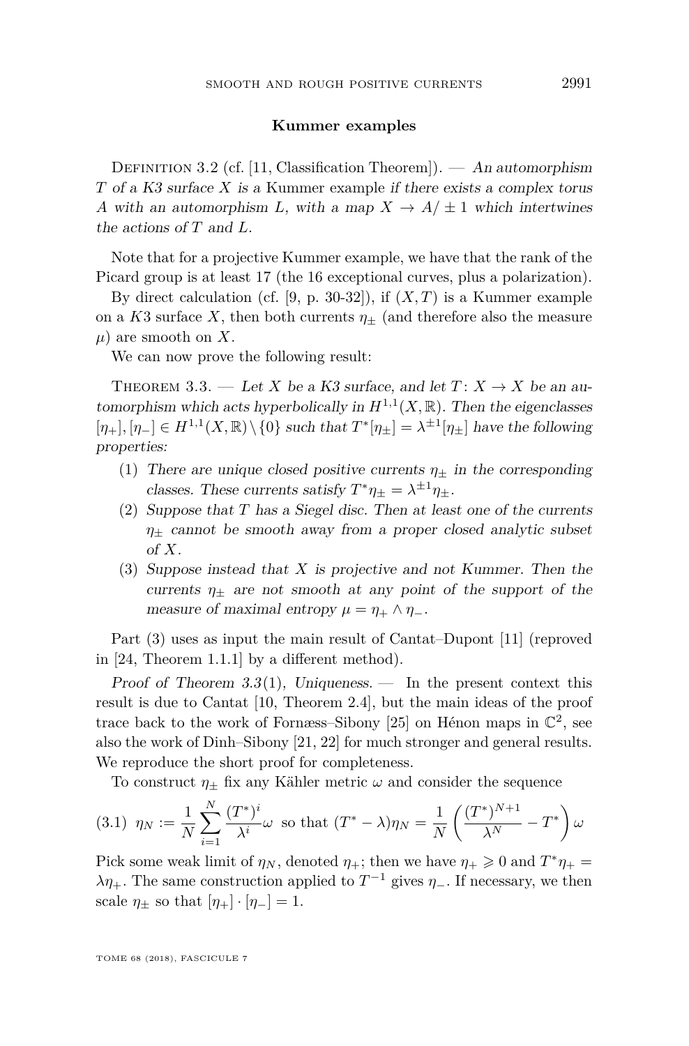### Kummer examples

Definition 3.2 (cf. [11, Classification Theorem]). — *An automorphism $T$ of a K3 surface $X$ is a* Kummer example *if there exists a complex torus $A$ with an automorphism $L$, with a map $X \to A/\pm 1$ which intertwines the actions of $T$ and $L$.*

Note that for a projective Kummer example, we have that the rank of the Picard group is at least 17 (the 16 exceptional curves, plus a polarization).

By direct calculation (cf. [9, p. 30-32]), if $(X, T)$ is a Kummer example on a $K3$ surface $X$, then both currents $\eta_\pm$ (and therefore also the measure $\mu$) are smooth on $X$.

We can now prove the following result:

Theorem 3.3. — *Let $X$ be a K3 surface, and let $T\colon X \to X$ be an automorphism which acts hyperbolically in $H^{1,1}(X, \mathbb{R})$. Then the eigenclasses $[\eta_+], [\eta_-] \in H^{1,1}(X, \mathbb{R}) \setminus \{0\}$ such that $T^*[\eta_\pm] = \lambda^{\pm 1}[\eta_\pm]$ have the following properties:*

1. *There are unique closed positive currents $\eta_\pm$ in the corresponding classes. These currents satisfy $T^*\eta_\pm = \lambda^{\pm 1}\eta_\pm$.*
2. *Suppose that $T$ has a Siegel disc. Then at least one of the currents $\eta_\pm$ cannot be smooth away from a proper closed analytic subset of $X$.*
3. *Suppose instead that $X$ is projective and not Kummer. Then the currents $\eta_\pm$ are not smooth at any point of the support of the measure of maximal entropy $\mu = \eta_+ \wedge \eta_-$.*

Part (3) uses as input the main result of Cantat–Dupont [11] (reproved in [24, Theorem 1.1.1] by a different method).

*Proof of Theorem 3.3(1), Uniqueness.* — In the present context this result is due to Cantat [10, Theorem 2.4], but the main ideas of the proof trace back to the work of Fornæss–Sibony [25] on Hénon maps in $\mathbb{C}^2$, see also the work of Dinh–Sibony [21, 22] for much stronger and general results. We reproduce the short proof for completeness.

To construct $\eta_\pm$ fix any Kähler metric $\omega$ and consider the sequence

$$\eta_N := \frac{1}{N}\sum_{i=1}^{N} \frac{(T^*)^i}{\lambda^i}\omega \;\text{ so that }\; (T^* - \lambda)\eta_N = \frac{1}{N}\left(\frac{(T^*)^{N+1}}{\lambda^N} - T^*\right)\omega \tag{3.1}$$

Pick some weak limit of $\eta_N$, denoted $\eta_+$; then we have $\eta_+ \geqslant 0$ and $T^*\eta_+ = \lambda\eta_+$. The same construction applied to $T^{-1}$ gives $\eta_-$. If necessary, we then scale $\eta_\pm$ so that $[\eta_+] \cdot [\eta_-] = 1$.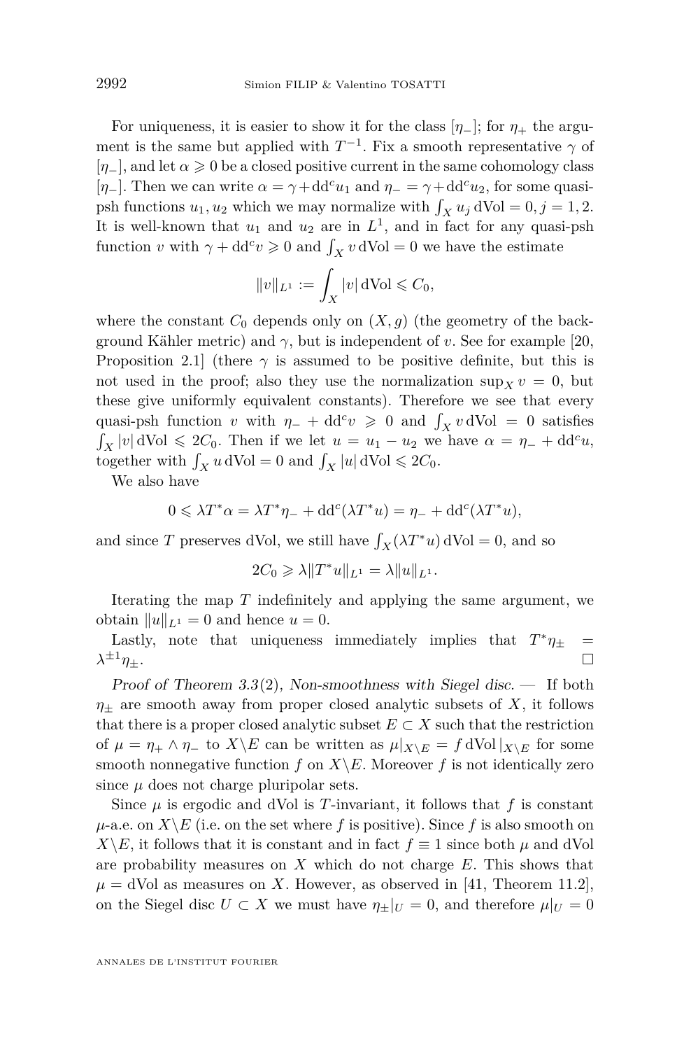For uniqueness, it is easier to show it for the class $[\eta_-]$; for $\eta_+$ the argument is the same but applied with $T^{-1}$. Fix a smooth representative $\gamma$ of $[\eta_-]$, and let $\alpha \geqslant 0$ be a closed positive current in the same cohomology class $[\eta_-]$. Then we can write $\alpha = \gamma + \mathrm{dd}^c u_1$ and $\eta_- = \gamma + \mathrm{dd}^c u_2$, for some quasi-psh functions $u_1, u_2$ which we may normalize with $\int_X u_j \,\mathrm{dVol} = 0, j = 1, 2$. It is well-known that $u_1$ and $u_2$ are in $L^1$, and in fact for any quasi-psh function $v$ with $\gamma + \mathrm{dd}^c v \geqslant 0$ and $\int_X v \,\mathrm{dVol} = 0$ we have the estimate

$$\|v\|_{L^1} := \int_X |v| \,\mathrm{dVol} \leqslant C_0,$$

where the constant $C_0$ depends only on $(X, g)$ (the geometry of the background Kähler metric) and $\gamma$, but is independent of $v$. See for example [20, Proposition 2.1] (there $\gamma$ is assumed to be positive definite, but this is not used in the proof; also they use the normalization $\sup_X v = 0$, but these give uniformly equivalent constants). Therefore we see that every quasi-psh function $v$ with $\eta_- + \mathrm{dd}^c v \geqslant 0$ and $\int_X v \,\mathrm{dVol} = 0$ satisfies $\int_X |v| \,\mathrm{dVol} \leqslant 2C_0$. Then if we let $u = u_1 - u_2$ we have $\alpha = \eta_- + \mathrm{dd}^c u$, together with $\int_X u \,\mathrm{dVol} = 0$ and $\int_X |u| \,\mathrm{dVol} \leqslant 2C_0$.

We also have

$$0 \leqslant \lambda T^* \alpha = \lambda T^* \eta_- + \mathrm{dd}^c(\lambda T^* u) = \eta_- + \mathrm{dd}^c(\lambda T^* u),$$

and since $T$ preserves dVol, we still have $\int_X (\lambda T^* u) \,\mathrm{dVol} = 0$, and so

$$2C_0 \geqslant \lambda \|T^* u\|_{L^1} = \lambda \|u\|_{L^1}.$$

Iterating the map $T$ indefinitely and applying the same argument, we obtain $\|u\|_{L^1} = 0$ and hence $u = 0$.

Lastly, note that uniqueness immediately implies that $T^* \eta_\pm = \lambda^{\pm 1} \eta_\pm$. □

*Proof of Theorem 3.3(2), Non-smoothness with Siegel disc.* — If both $\eta_\pm$ are smooth away from proper closed analytic subsets of $X$, it follows that there is a proper closed analytic subset $E \subset X$ such that the restriction of $\mu = \eta_+ \wedge \eta_-$ to $X \backslash E$ can be written as $\mu|_{X \backslash E} = f \,\mathrm{dVol}|_{X \backslash E}$ for some smooth nonnegative function $f$ on $X \backslash E$. Moreover $f$ is not identically zero since $\mu$ does not charge pluripolar sets.

Since $\mu$ is ergodic and dVol is $T$-invariant, it follows that $f$ is constant $\mu$-a.e. on $X \backslash E$ (i.e. on the set where $f$ is positive). Since $f$ is also smooth on $X \backslash E$, it follows that it is constant and in fact $f \equiv 1$ since both $\mu$ and dVol are probability measures on $X$ which do not charge $E$. This shows that $\mu = \mathrm{dVol}$ as measures on $X$. However, as observed in [41, Theorem 11.2], on the Siegel disc $U \subset X$ we must have $\eta_\pm|_U = 0$, and therefore $\mu|_U = 0$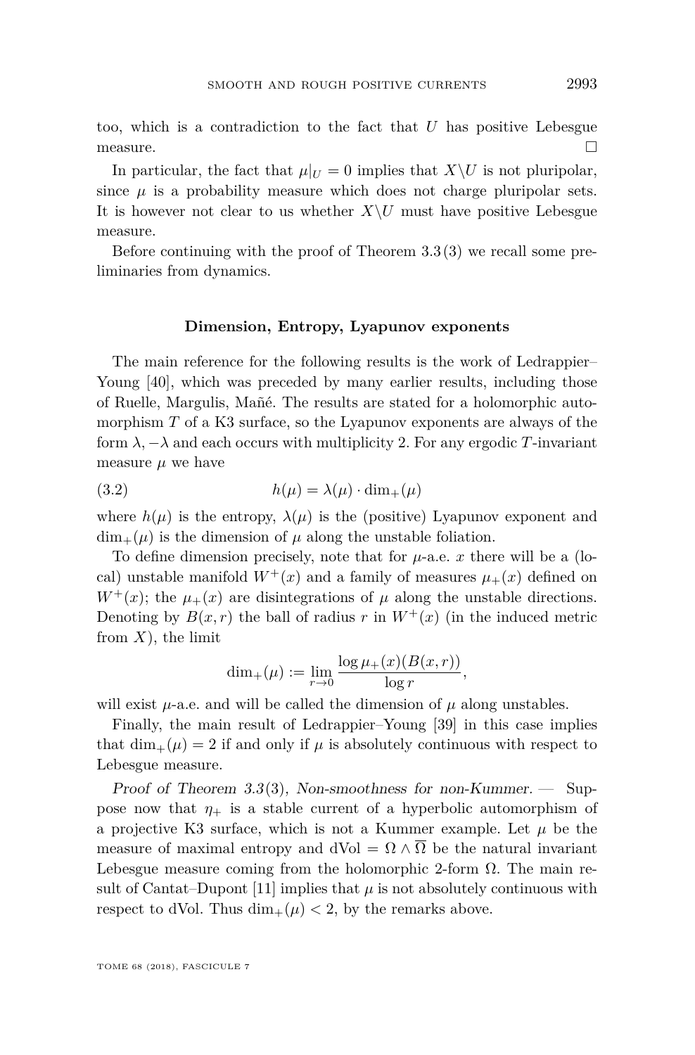too, which is a contradiction to the fact that $U$ has positive Lebesgue measure. □

In particular, the fact that $\mu|_U = 0$ implies that $X\backslash U$ is not pluripolar, since $\mu$ is a probability measure which does not charge pluripolar sets. It is however not clear to us whether $X\backslash U$ must have positive Lebesgue measure.

Before continuing with the proof of Theorem 3.3 (3) we recall some preliminaries from dynamics.

### Dimension, Entropy, Lyapunov exponents

The main reference for the following results is the work of Ledrappier–Young [40], which was preceded by many earlier results, including those of Ruelle, Margulis, Mañé. The results are stated for a holomorphic automorphism $T$ of a K3 surface, so the Lyapunov exponents are always of the form $\lambda, -\lambda$ and each occurs with multiplicity 2. For any ergodic $T$-invariant measure $\mu$ we have

$$h(\mu) = \lambda(\mu) \cdot \dim_+(\mu) \tag{3.2}$$

where $h(\mu)$ is the entropy, $\lambda(\mu)$ is the (positive) Lyapunov exponent and $\dim_+(\mu)$ is the dimension of $\mu$ along the unstable foliation.

To define dimension precisely, note that for $\mu$-a.e. $x$ there will be a (local) unstable manifold $W^+(x)$ and a family of measures $\mu_+(x)$ defined on $W^+(x)$; the $\mu_+(x)$ are disintegrations of $\mu$ along the unstable directions. Denoting by $B(x,r)$ the ball of radius $r$ in $W^+(x)$ (in the induced metric from $X$), the limit

$$\dim_+(\mu) := \lim_{r\to 0} \frac{\log \mu_+(x)(B(x,r))}{\log r},$$

will exist $\mu$-a.e. and will be called the dimension of $\mu$ along unstables.

Finally, the main result of Ledrappier–Young [39] in this case implies that $\dim_+(\mu) = 2$ if and only if $\mu$ is absolutely continuous with respect to Lebesgue measure.

*Proof of Theorem 3.3(3), Non-smoothness for non-Kummer.* — Suppose now that $\eta_+$ is a stable current of a hyperbolic automorphism of a projective K3 surface, which is not a Kummer example. Let $\mu$ be the measure of maximal entropy and $\mathrm{dVol} = \Omega \wedge \overline{\Omega}$ be the natural invariant Lebesgue measure coming from the holomorphic 2-form $\Omega$. The main result of Cantat–Dupont [11] implies that $\mu$ is not absolutely continuous with respect to dVol. Thus $\dim_+(\mu) < 2$, by the remarks above.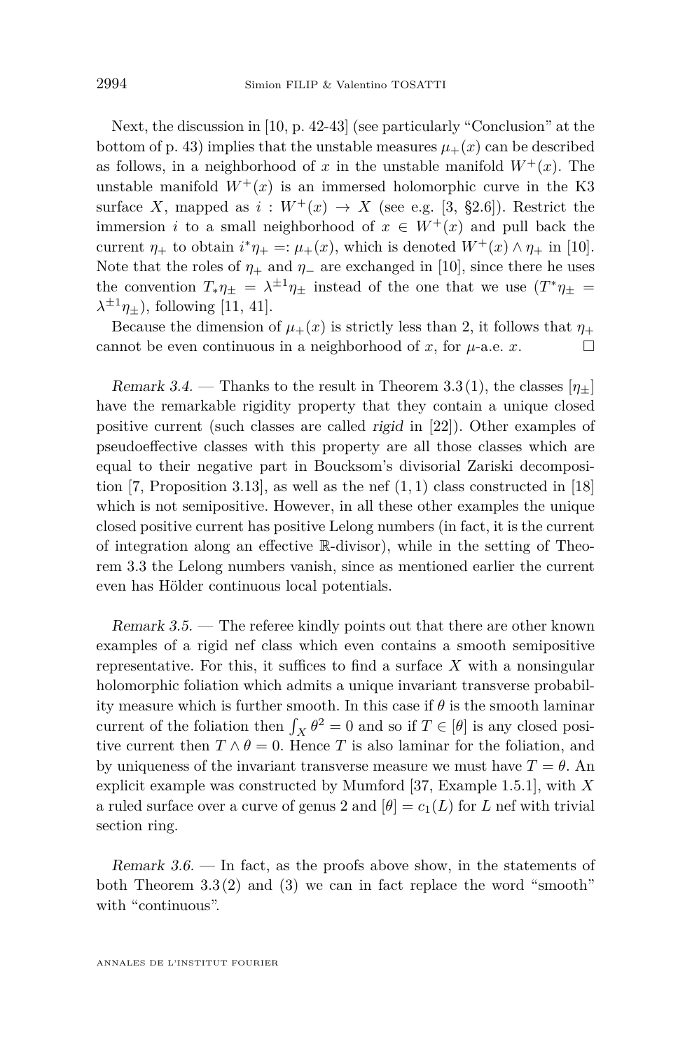Next, the discussion in [10, p. 42-43] (see particularly "Conclusion" at the bottom of p. 43) implies that the unstable measures $\mu_+(x)$ can be described as follows, in a neighborhood of $x$ in the unstable manifold $W^+(x)$. The unstable manifold $W^+(x)$ is an immersed holomorphic curve in the K3 surface $X$, mapped as $i : W^+(x) \to X$ (see e.g. [3, §2.6]). Restrict the immersion $i$ to a small neighborhood of $x \in W^+(x)$ and pull back the current $\eta_+$ to obtain $i^*\eta_+ =: \mu_+(x)$, which is denoted $W^+(x) \wedge \eta_+$ in [10]. Note that the roles of $\eta_+$ and $\eta_-$ are exchanged in [10], since there he uses the convention $T_*\eta_\pm = \lambda^{\pm 1}\eta_\pm$ instead of the one that we use ($T^*\eta_\pm = \lambda^{\pm 1}\eta_\pm$), following [11, 41].

Because the dimension of $\mu_+(x)$ is strictly less than 2, it follows that $\eta_+$ cannot be even continuous in a neighborhood of $x$, for $\mu$-a.e. $x$. □

*Remark 3.4.* — Thanks to the result in Theorem 3.3 (1), the classes $[\eta_\pm]$ have the remarkable rigidity property that they contain a unique closed positive current (such classes are called *rigid* in [22]). Other examples of pseudoeffective classes with this property are all those classes which are equal to their negative part in Boucksom's divisorial Zariski decomposition [7, Proposition 3.13], as well as the nef $(1,1)$ class constructed in [18] which is not semipositive. However, in all these other examples the unique closed positive current has positive Lelong numbers (in fact, it is the current of integration along an effective $\mathbb{R}$-divisor), while in the setting of Theorem 3.3 the Lelong numbers vanish, since as mentioned earlier the current even has Hölder continuous local potentials.

*Remark 3.5.* — The referee kindly points out that there are other known examples of a rigid nef class which even contains a smooth semipositive representative. For this, it suffices to find a surface $X$ with a nonsingular holomorphic foliation which admits a unique invariant transverse probability measure which is further smooth. In this case if $\theta$ is the smooth laminar current of the foliation then $\int_X \theta^2 = 0$ and so if $T \in [\theta]$ is any closed positive current then $T \wedge \theta = 0$. Hence $T$ is also laminar for the foliation, and by uniqueness of the invariant transverse measure we must have $T = \theta$. An explicit example was constructed by Mumford [37, Example 1.5.1], with $X$ a ruled surface over a curve of genus 2 and $[\theta] = c_1(L)$ for $L$ nef with trivial section ring.

*Remark 3.6.* — In fact, as the proofs above show, in the statements of both Theorem 3.3 (2) and (3) we can in fact replace the word "smooth" with "continuous".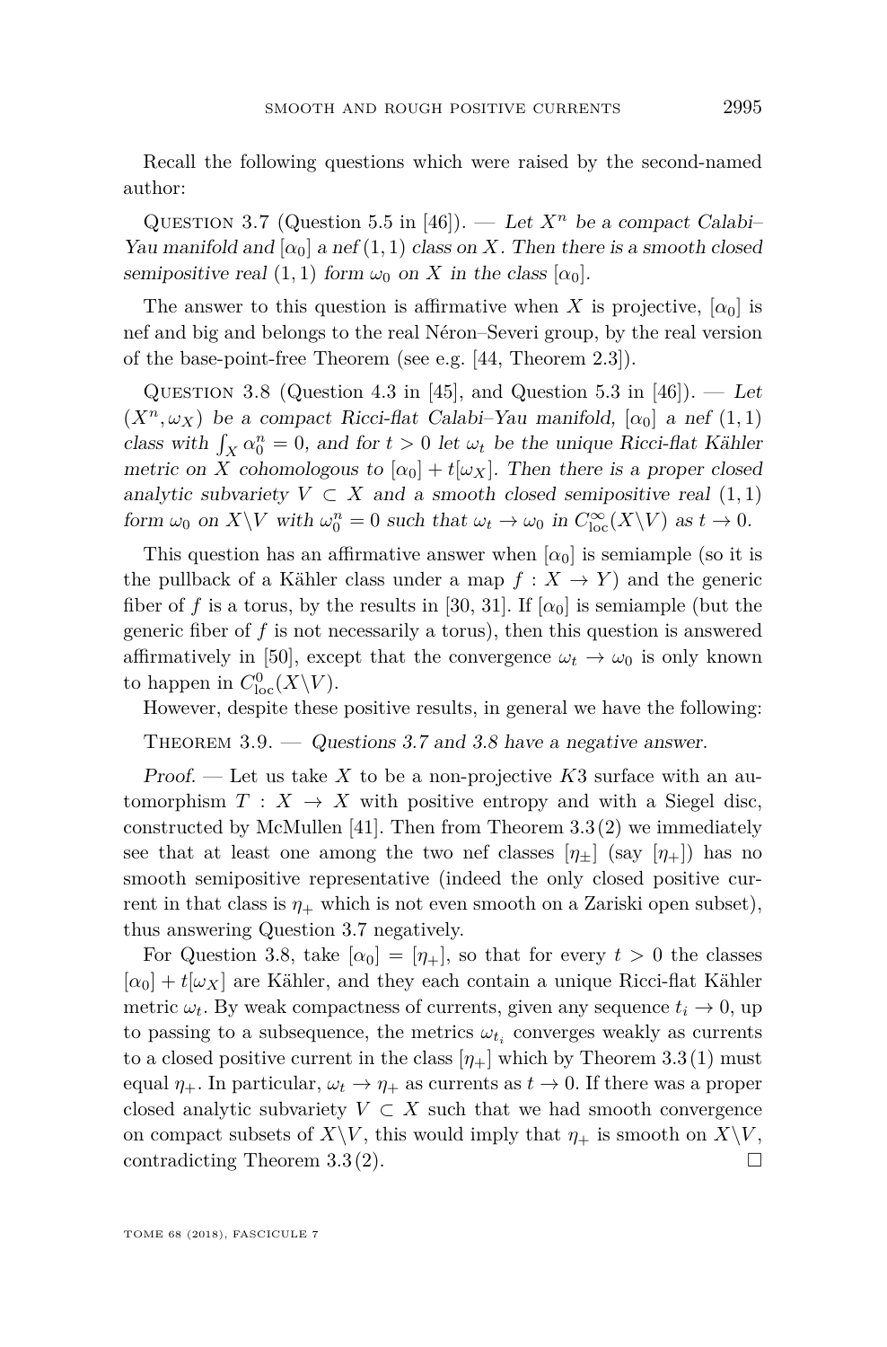Recall the following questions which were raised by the second-named author:

Question 3.7 (Question 5.5 in [46]). — *Let $X^n$ be a compact Calabi–Yau manifold and $[\alpha_0]$ a nef $(1,1)$ class on $X$. Then there is a smooth closed semipositive real $(1,1)$ form $\omega_0$ on $X$ in the class $[\alpha_0]$.*

The answer to this question is affirmative when $X$ is projective, $[\alpha_0]$ is nef and big and belongs to the real Néron–Severi group, by the real version of the base-point-free Theorem (see e.g. [44, Theorem 2.3]).

Question 3.8 (Question 4.3 in [45], and Question 5.3 in [46]). — *Let $(X^n, \omega_X)$ be a compact Ricci-flat Calabi–Yau manifold, $[\alpha_0]$ a nef $(1,1)$ class with $\int_X \alpha_0^n = 0$, and for $t > 0$ let $\omega_t$ be the unique Ricci-flat Kähler metric on $X$ cohomologous to $[\alpha_0] + t[\omega_X]$. Then there is a proper closed analytic subvariety $V \subset X$ and a smooth closed semipositive real $(1,1)$ form $\omega_0$ on $X \backslash V$ with $\omega_0^n = 0$ such that $\omega_t \to \omega_0$ in $C^\infty_{\mathrm{loc}}(X\backslash V)$ as $t \to 0$.*

This question has an affirmative answer when $[\alpha_0]$ is semiample (so it is the pullback of a Kähler class under a map $f : X \to Y$) and the generic fiber of $f$ is a torus, by the results in [30, 31]. If $[\alpha_0]$ is semiample (but the generic fiber of $f$ is not necessarily a torus), then this question is answered affirmatively in [50], except that the convergence $\omega_t \to \omega_0$ is only known to happen in $C^0_{\mathrm{loc}}(X\backslash V)$.

However, despite these positive results, in general we have the following:

Theorem 3.9. — *Questions 3.7 and 3.8 have a negative answer.*

*Proof.* — Let us take $X$ to be a non-projective $K3$ surface with an automorphism $T : X \to X$ with positive entropy and with a Siegel disc, constructed by McMullen [41]. Then from Theorem 3.3(2) we immediately see that at least one among the two nef classes $[\eta_\pm]$ (say $[\eta_+]$) has no smooth semipositive representative (indeed the only closed positive current in that class is $\eta_+$ which is not even smooth on a Zariski open subset), thus answering Question 3.7 negatively.

For Question 3.8, take $[\alpha_0] = [\eta_+]$, so that for every $t > 0$ the classes $[\alpha_0] + t[\omega_X]$ are Kähler, and they each contain a unique Ricci-flat Kähler metric $\omega_t$. By weak compactness of currents, given any sequence $t_i \to 0$, up to passing to a subsequence, the metrics $\omega_{t_i}$ converges weakly as currents to a closed positive current in the class $[\eta_+]$ which by Theorem 3.3(1) must equal $\eta_+$. In particular, $\omega_t \to \eta_+$ as currents as $t \to 0$. If there was a proper closed analytic subvariety $V \subset X$ such that we had smooth convergence on compact subsets of $X\backslash V$, this would imply that $\eta_+$ is smooth on $X\backslash V$, contradicting Theorem 3.3(2). □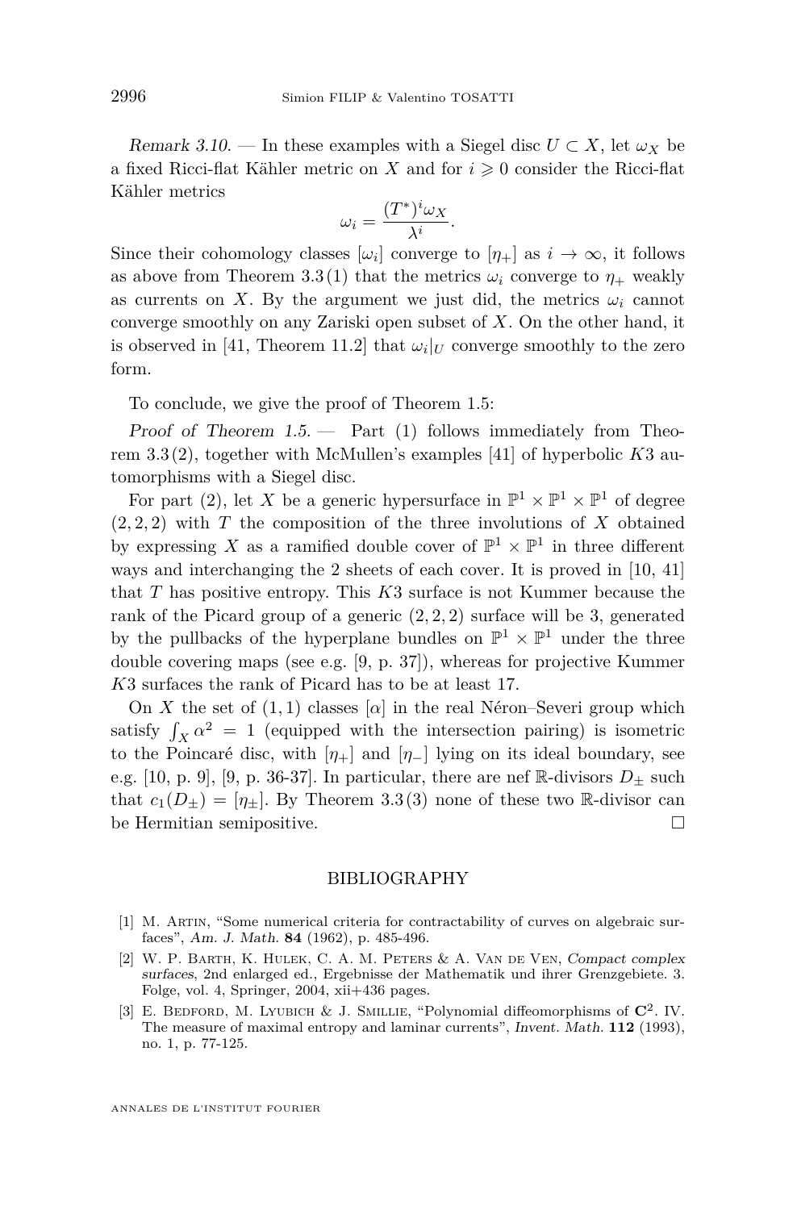*Remark 3.10.* — In these examples with a Siegel disc $U \subset X$, let $\omega_X$ be a fixed Ricci-flat Kähler metric on $X$ and for $i \geqslant 0$ consider the Ricci-flat Kähler metrics

$$\omega_i = \frac{(T^*)^i \omega_X}{\lambda^i}.$$

Since their cohomology classes $[\omega_i]$ converge to $[\eta_+]$ as $i \to \infty$, it follows as above from Theorem 3.3 (1) that the metrics $\omega_i$ converge to $\eta_+$ weakly as currents on $X$. By the argument we just did, the metrics $\omega_i$ cannot converge smoothly on any Zariski open subset of $X$. On the other hand, it is observed in [41, Theorem 11.2] that $\omega_i|_U$ converge smoothly to the zero form.

To conclude, we give the proof of Theorem 1.5:

*Proof of Theorem 1.5.* — Part (1) follows immediately from Theorem 3.3 (2), together with McMullen's examples [41] of hyperbolic $K3$ automorphisms with a Siegel disc.

For part (2), let $X$ be a generic hypersurface in $\mathbb{P}^1 \times \mathbb{P}^1 \times \mathbb{P}^1$ of degree $(2, 2, 2)$ with $T$ the composition of the three involutions of $X$ obtained by expressing $X$ as a ramified double cover of $\mathbb{P}^1 \times \mathbb{P}^1$ in three different ways and interchanging the 2 sheets of each cover. It is proved in [10, 41] that $T$ has positive entropy. This $K3$ surface is not Kummer because the rank of the Picard group of a generic $(2, 2, 2)$ surface will be 3, generated by the pullbacks of the hyperplane bundles on $\mathbb{P}^1 \times \mathbb{P}^1$ under the three double covering maps (see e.g. [9, p. 37]), whereas for projective Kummer $K3$ surfaces the rank of Picard has to be at least 17.

On $X$ the set of $(1, 1)$ classes $[\alpha]$ in the real Néron–Severi group which satisfy $\int_X \alpha^2 = 1$ (equipped with the intersection pairing) is isometric to the Poincaré disc, with $[\eta_+]$ and $[\eta_-]$ lying on its ideal boundary, see e.g. [10, p. 9], [9, p. 36-37]. In particular, there are nef $\mathbb{R}$-divisors $D_\pm$ such that $c_1(D_\pm) = [\eta_\pm]$. By Theorem 3.3 (3) none of these two $\mathbb{R}$-divisor can be Hermitian semipositive. □

## BIBLIOGRAPHY

[1] M. Artin, "Some numerical criteria for contractability of curves on algebraic surfaces", *Am. J. Math.* **84** (1962), p. 485-496.

[2] W. P. Barth, K. Hulek, C. A. M. Peters & A. Van de Ven, *Compact complex surfaces*, 2nd enlarged ed., Ergebnisse der Mathematik und ihrer Grenzgebiete. 3. Folge, vol. 4, Springer, 2004, xii+436 pages.

[3] E. Bedford, M. Lyubich & J. Smillie, "Polynomial diffeomorphisms of $\mathbf{C}^2$. IV. The measure of maximal entropy and laminar currents", *Invent. Math.* **112** (1993), no. 1, p. 77-125.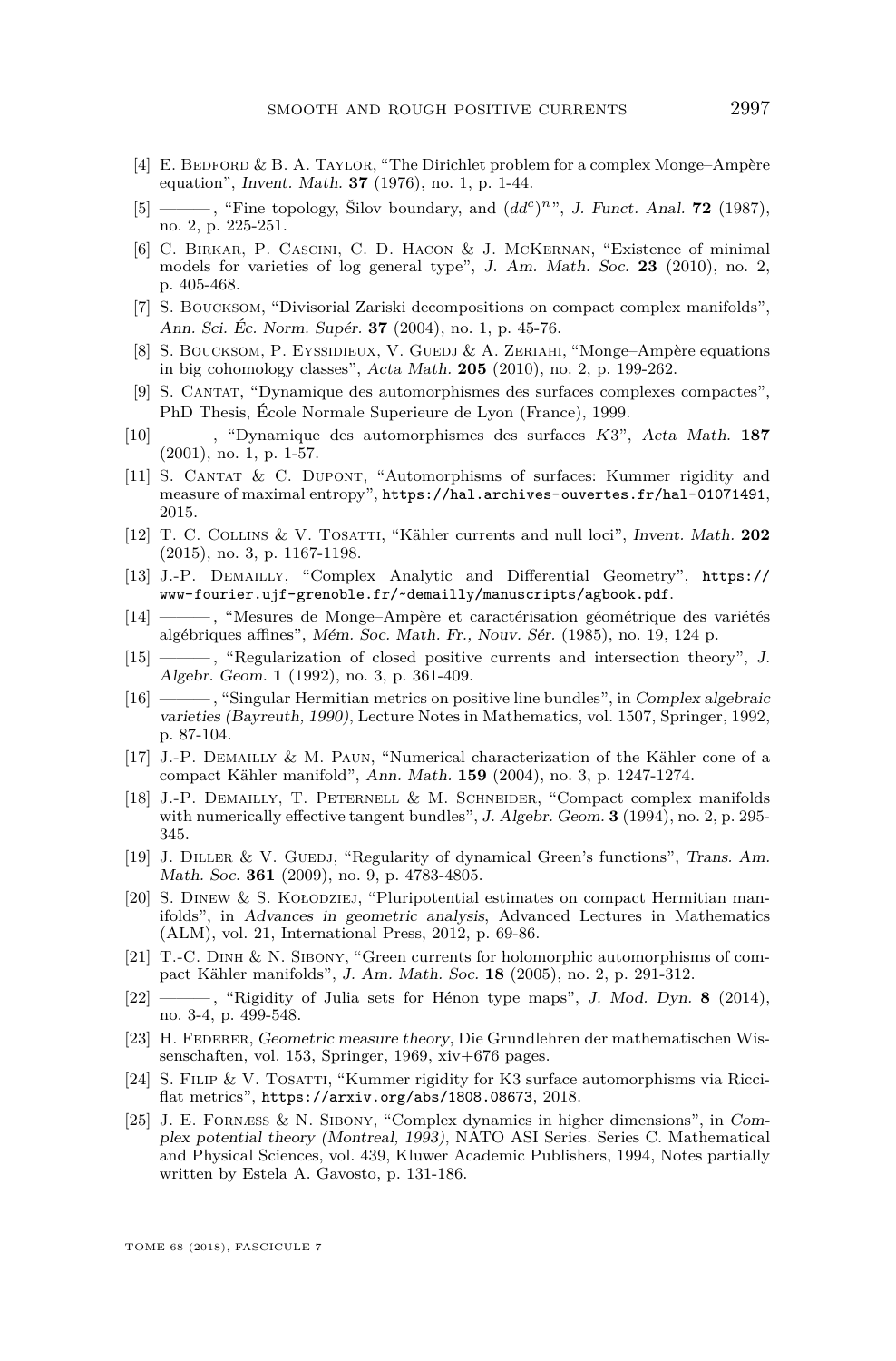[4] E. Bedford & B. A. Taylor, "The Dirichlet problem for a complex Monge–Ampère equation", *Invent. Math.* **37** (1976), no. 1, p. 1-44.

[5] ———, "Fine topology, Šilov boundary, and $(dd^c)^n$", *J. Funct. Anal.* **72** (1987), no. 2, p. 225-251.

[6] C. Birkar, P. Cascini, C. D. Hacon & J. McKernan, "Existence of minimal models for varieties of log general type", *J. Am. Math. Soc.* **23** (2010), no. 2, p. 405-468.

[7] S. Boucksom, "Divisorial Zariski decompositions on compact complex manifolds", *Ann. Sci. Éc. Norm. Supér.* **37** (2004), no. 1, p. 45-76.

[8] S. Boucksom, P. Eyssidieux, V. Guedj & A. Zeriahi, "Monge–Ampère equations in big cohomology classes", *Acta Math.* **205** (2010), no. 2, p. 199-262.

[9] S. Cantat, "Dynamique des automorphismes des surfaces complexes compactes", PhD Thesis, École Normale Superieure de Lyon (France), 1999.

[10] ———, "Dynamique des automorphismes des surfaces $K3$", *Acta Math.* **187** (2001), no. 1, p. 1-57.

[11] S. Cantat & C. Dupont, "Automorphisms of surfaces: Kummer rigidity and measure of maximal entropy", https://hal.archives-ouvertes.fr/hal-01071491, 2015.

[12] T. C. Collins & V. Tosatti, "Kähler currents and null loci", *Invent. Math.* **202** (2015), no. 3, p. 1167-1198.

[13] J.-P. Demailly, "Complex Analytic and Differential Geometry", https://www-fourier.ujf-grenoble.fr/~demailly/manuscripts/agbook.pdf.

[14] ———, "Mesures de Monge–Ampère et caractérisation géométrique des variétés algébriques affines", *Mém. Soc. Math. Fr., Nouv. Sér.* (1985), no. 19, 124 p.

[15] ———, "Regularization of closed positive currents and intersection theory", *J. Algebr. Geom.* **1** (1992), no. 3, p. 361-409.

[16] ———, "Singular Hermitian metrics on positive line bundles", in *Complex algebraic varieties (Bayreuth, 1990)*, Lecture Notes in Mathematics, vol. 1507, Springer, 1992, p. 87-104.

[17] J.-P. Demailly & M. Paun, "Numerical characterization of the Kähler cone of a compact Kähler manifold", *Ann. Math.* **159** (2004), no. 3, p. 1247-1274.

[18] J.-P. Demailly, T. Peternell & M. Schneider, "Compact complex manifolds with numerically effective tangent bundles", *J. Algebr. Geom.* **3** (1994), no. 2, p. 295-345.

[19] J. Diller & V. Guedj, "Regularity of dynamical Green's functions", *Trans. Am. Math. Soc.* **361** (2009), no. 9, p. 4783-4805.

[20] S. Dinew & S. Kołodziej, "Pluripotential estimates on compact Hermitian manifolds", in *Advances in geometric analysis*, Advanced Lectures in Mathematics (ALM), vol. 21, International Press, 2012, p. 69-86.

[21] T.-C. Dinh & N. Sibony, "Green currents for holomorphic automorphisms of compact Kähler manifolds", *J. Am. Math. Soc.* **18** (2005), no. 2, p. 291-312.

[22] ———, "Rigidity of Julia sets for Hénon type maps", *J. Mod. Dyn.* **8** (2014), no. 3-4, p. 499-548.

[23] H. Federer, *Geometric measure theory*, Die Grundlehren der mathematischen Wissenschaften, vol. 153, Springer, 1969, xiv+676 pages.

[24] S. Filip & V. Tosatti, "Kummer rigidity for K3 surface automorphisms via Ricci-flat metrics", https://arxiv.org/abs/1808.08673, 2018.

[25] J. E. Fornæss & N. Sibony, "Complex dynamics in higher dimensions", in *Complex potential theory (Montreal, 1993)*, NATO ASI Series. Series C. Mathematical and Physical Sciences, vol. 439, Kluwer Academic Publishers, 1994, Notes partially written by Estela A. Gavosto, p. 131-186.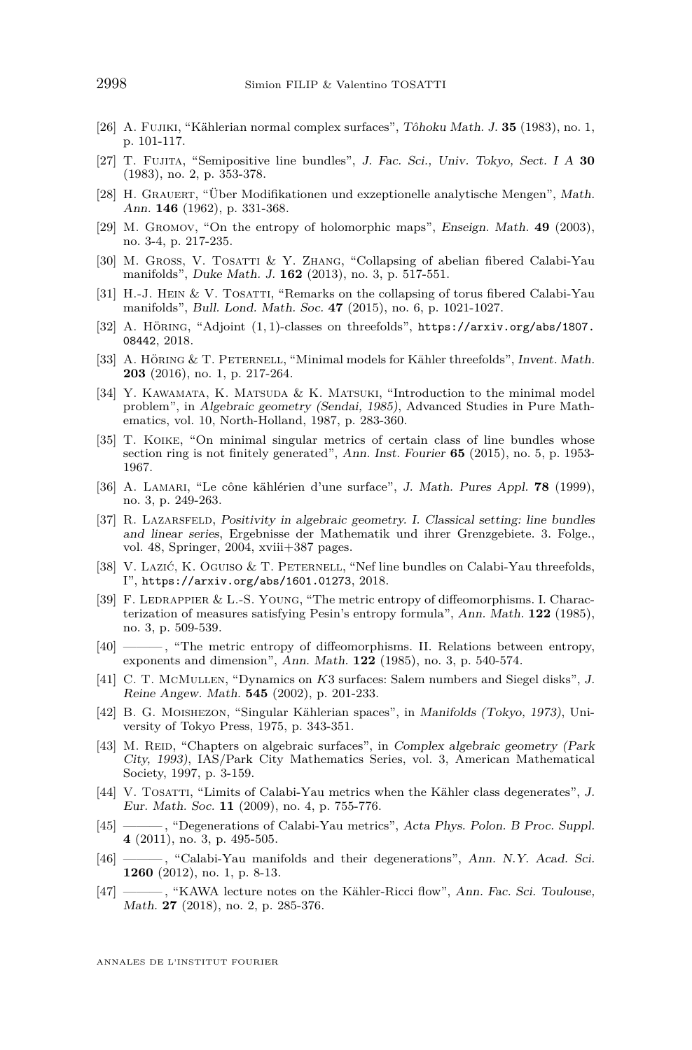[26] A. Fujiki, "Kählerian normal complex surfaces", *Tôhoku Math. J.* **35** (1983), no. 1, p. 101-117.

[27] T. Fujita, "Semipositive line bundles", *J. Fac. Sci., Univ. Tokyo, Sect. I A* **30** (1983), no. 2, p. 353-378.

[28] H. Grauert, "Über Modifikationen und exzeptionelle analytische Mengen", *Math. Ann.* **146** (1962), p. 331-368.

[29] M. Gromov, "On the entropy of holomorphic maps", *Enseign. Math.* **49** (2003), no. 3-4, p. 217-235.

[30] M. Gross, V. Tosatti & Y. Zhang, "Collapsing of abelian fibered Calabi-Yau manifolds", *Duke Math. J.* **162** (2013), no. 3, p. 517-551.

[31] H.-J. Hein & V. Tosatti, "Remarks on the collapsing of torus fibered Calabi-Yau manifolds", *Bull. Lond. Math. Soc.* **47** (2015), no. 6, p. 1021-1027.

[32] A. Höring, "Adjoint $(1,1)$-classes on threefolds", https://arxiv.org/abs/1807.08442, 2018.

[33] A. Höring & T. Peternell, "Minimal models for Kähler threefolds", *Invent. Math.* **203** (2016), no. 1, p. 217-264.

[34] Y. Kawamata, K. Matsuda & K. Matsuki, "Introduction to the minimal model problem", in *Algebraic geometry (Sendai, 1985)*, Advanced Studies in Pure Mathematics, vol. 10, North-Holland, 1987, p. 283-360.

[35] T. Koike, "On minimal singular metrics of certain class of line bundles whose section ring is not finitely generated", *Ann. Inst. Fourier* **65** (2015), no. 5, p. 1953-1967.

[36] A. Lamari, "Le cône kählérien d'une surface", *J. Math. Pures Appl.* **78** (1999), no. 3, p. 249-263.

[37] R. Lazarsfeld, *Positivity in algebraic geometry. I. Classical setting: line bundles and linear series*, Ergebnisse der Mathematik und ihrer Grenzgebiete. 3. Folge., vol. 48, Springer, 2004, xviii+387 pages.

[38] V. Lazić, K. Oguiso & T. Peternell, "Nef line bundles on Calabi-Yau threefolds, I", https://arxiv.org/abs/1601.01273, 2018.

[39] F. Ledrappier & L.-S. Young, "The metric entropy of diffeomorphisms. I. Characterization of measures satisfying Pesin's entropy formula", *Ann. Math.* **122** (1985), no. 3, p. 509-539.

[40] ———, "The metric entropy of diffeomorphisms. II. Relations between entropy, exponents and dimension", *Ann. Math.* **122** (1985), no. 3, p. 540-574.

[41] C. T. McMullen, "Dynamics on $K3$ surfaces: Salem numbers and Siegel disks", *J. Reine Angew. Math.* **545** (2002), p. 201-233.

[42] B. G. Moishezon, "Singular Kählerian spaces", in *Manifolds (Tokyo, 1973)*, University of Tokyo Press, 1975, p. 343-351.

[43] M. Reid, "Chapters on algebraic surfaces", in *Complex algebraic geometry (Park City, 1993)*, IAS/Park City Mathematics Series, vol. 3, American Mathematical Society, 1997, p. 3-159.

[44] V. Tosatti, "Limits of Calabi-Yau metrics when the Kähler class degenerates", *J. Eur. Math. Soc.* **11** (2009), no. 4, p. 755-776.

[45] ———, "Degenerations of Calabi-Yau metrics", *Acta Phys. Polon. B Proc. Suppl.* **4** (2011), no. 3, p. 495-505.

[46] ———, "Calabi-Yau manifolds and their degenerations", *Ann. N.Y. Acad. Sci.* **1260** (2012), no. 1, p. 8-13.

[47] ———, "KAWA lecture notes on the Kähler-Ricci flow", *Ann. Fac. Sci. Toulouse, Math.* **27** (2018), no. 2, p. 285-376.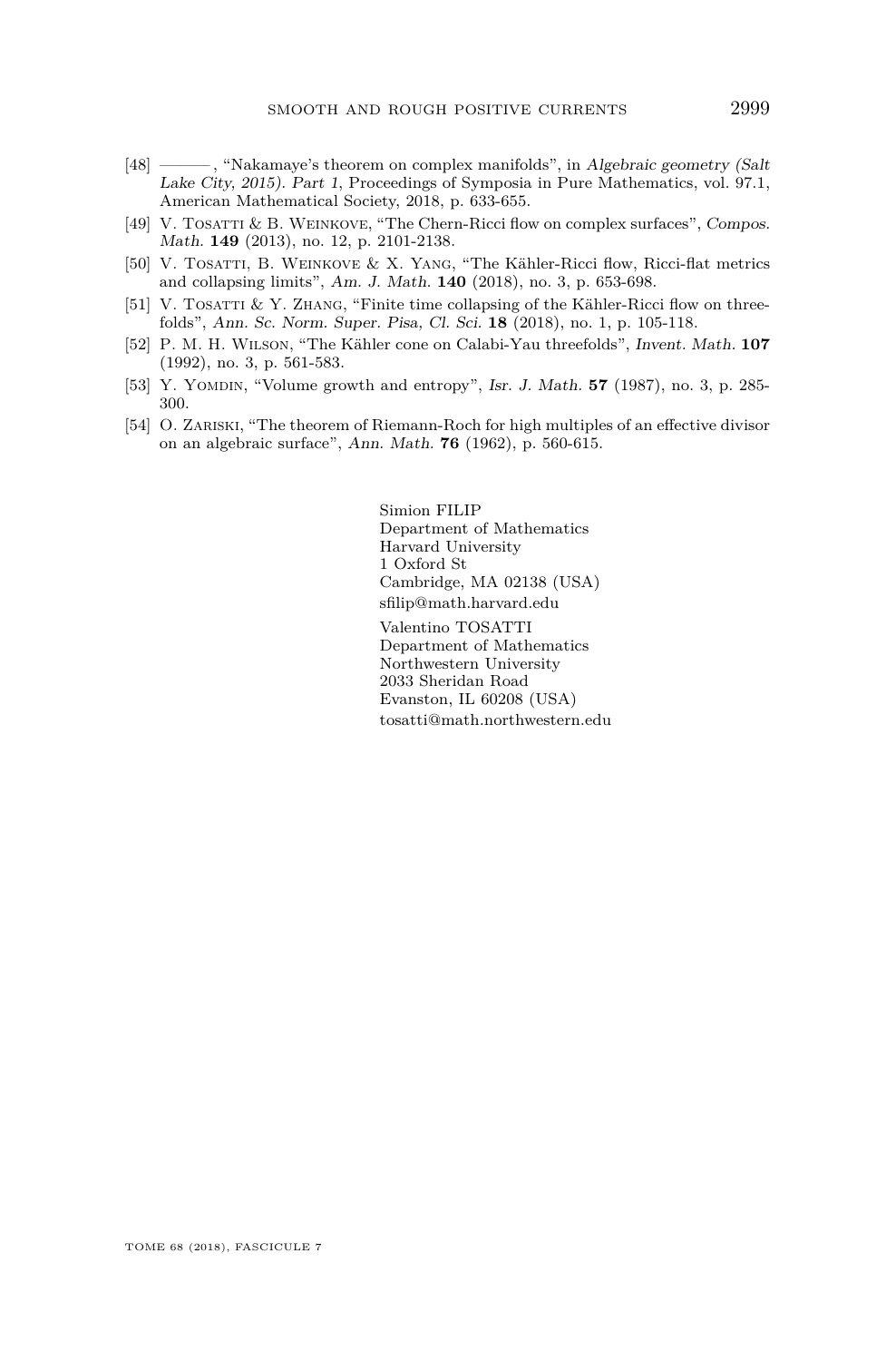[48] ———, "Nakamaye's theorem on complex manifolds", in *Algebraic geometry (Salt Lake City, 2015). Part 1*, Proceedings of Symposia in Pure Mathematics, vol. 97.1, American Mathematical Society, 2018, p. 633-655.

[49] V. Tosatti & B. Weinkove, "The Chern-Ricci flow on complex surfaces", *Compos. Math.* **149** (2013), no. 12, p. 2101-2138.

[50] V. Tosatti, B. Weinkove & X. Yang, "The Kähler-Ricci flow, Ricci-flat metrics and collapsing limits", *Am. J. Math.* **140** (2018), no. 3, p. 653-698.

[51] V. Tosatti & Y. Zhang, "Finite time collapsing of the Kähler-Ricci flow on threefolds", *Ann. Sc. Norm. Super. Pisa, Cl. Sci.* **18** (2018), no. 1, p. 105-118.

[52] P. M. H. Wilson, "The Kähler cone on Calabi-Yau threefolds", *Invent. Math.* **107** (1992), no. 3, p. 561-583.

[53] Y. Yomdin, "Volume growth and entropy", *Isr. J. Math.* **57** (1987), no. 3, p. 285-300.

[54] O. Zariski, "The theorem of Riemann-Roch for high multiples of an effective divisor on an algebraic surface", *Ann. Math.* **76** (1962), p. 560-615.

Simion FILIP
Department of Mathematics
Harvard University
1 Oxford St
Cambridge, MA 02138 (USA)
sfilip@math.harvard.edu

Valentino TOSATTI
Department of Mathematics
Northwestern University
2033 Sheridan Road
Evanston, IL 60208 (USA)
tosatti@math.northwestern.edu